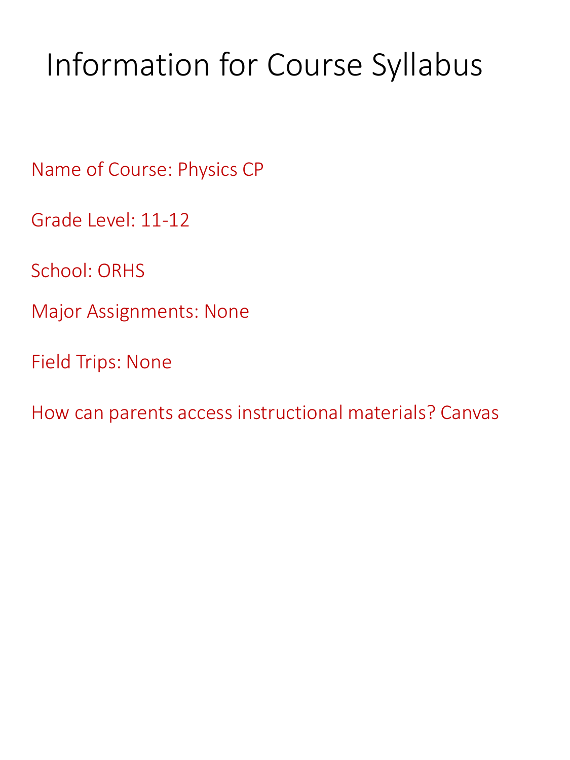# Information for Course Syllabus

Name of Course: Physics CP

Grade Level: 11-12

School: ORHS

Major Assignments: None

Field Trips: None

How can parents access instructional materials? Canvas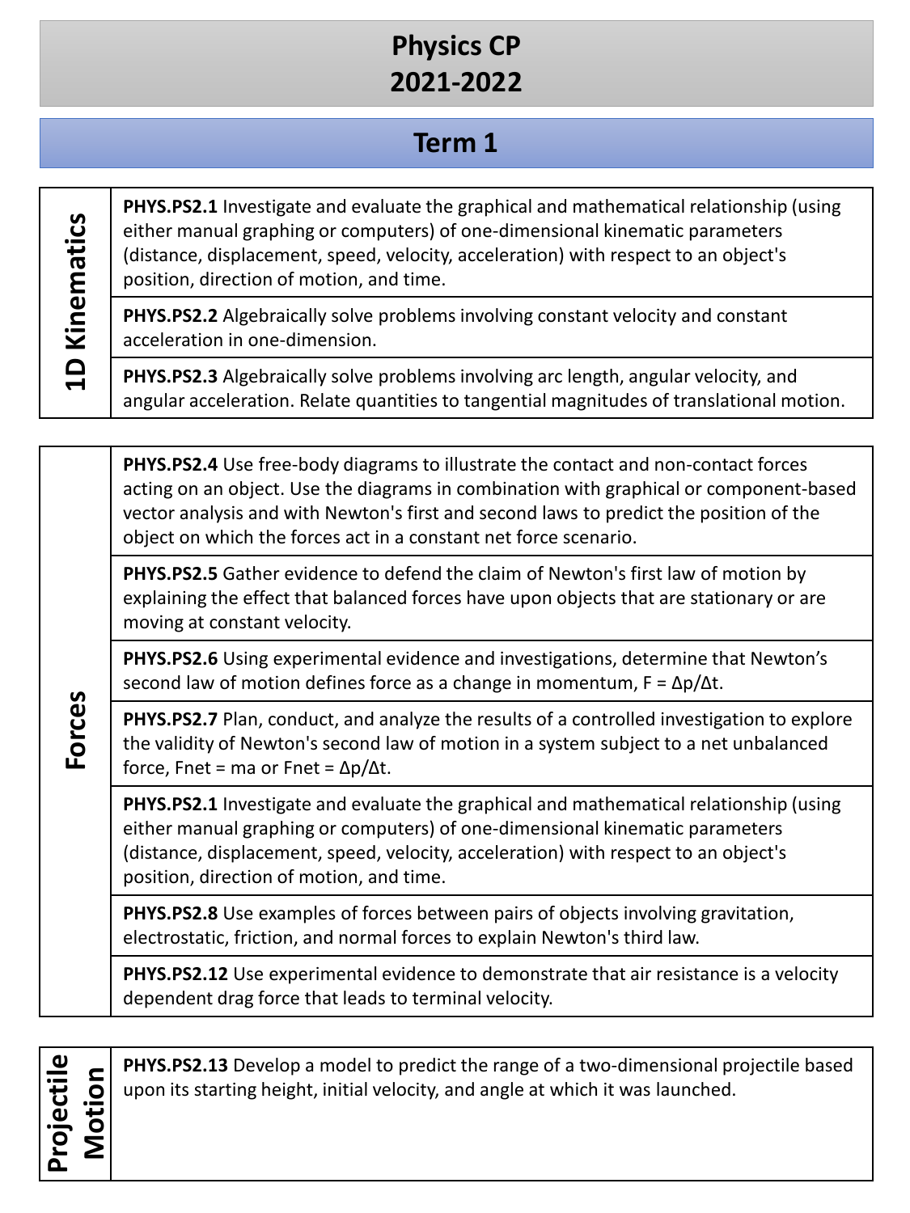# Physics CP
# 2021-2022

## Term 1

| 1D Kinematics | |
|---|---|
| | **PHYS.PS2.1** Investigate and evaluate the graphical and mathematical relationship (using either manual graphing or computers) of one-dimensional kinematic parameters (distance, displacement, speed, velocity, acceleration) with respect to an object's position, direction of motion, and time. |
| | **PHYS.PS2.2** Algebraically solve problems involving constant velocity and constant acceleration in one-dimension. |
| | **PHYS.PS2.3** Algebraically solve problems involving arc length, angular velocity, and angular acceleration. Relate quantities to tangential magnitudes of translational motion. |

| Forces | |
|---|---|
| | **PHYS.PS2.4** Use free-body diagrams to illustrate the contact and non-contact forces acting on an object. Use the diagrams in combination with graphical or component-based vector analysis and with Newton's first and second laws to predict the position of the object on which the forces act in a constant net force scenario. |
| | **PHYS.PS2.5** Gather evidence to defend the claim of Newton's first law of motion by explaining the effect that balanced forces have upon objects that are stationary or are moving at constant velocity. |
| | **PHYS.PS2.6** Using experimental evidence and investigations, determine that Newton's second law of motion defines force as a change in momentum, $F = \Delta p/\Delta t$. |
| | **PHYS.PS2.7** Plan, conduct, and analyze the results of a controlled investigation to explore the validity of Newton's second law of motion in a system subject to a net unbalanced force, $F_{net} = ma$ or $F_{net} = \Delta p/\Delta t$. |
| | **PHYS.PS2.1** Investigate and evaluate the graphical and mathematical relationship (using either manual graphing or computers) of one-dimensional kinematic parameters (distance, displacement, speed, velocity, acceleration) with respect to an object's position, direction of motion, and time. |
| | **PHYS.PS2.8** Use examples of forces between pairs of objects involving gravitation, electrostatic, friction, and normal forces to explain Newton's third law. |
| | **PHYS.PS2.12** Use experimental evidence to demonstrate that air resistance is a velocity dependent drag force that leads to terminal velocity. |

| Projectile Motion | |
|---|---|
| | **PHYS.PS2.13** Develop a model to predict the range of a two-dimensional projectile based upon its starting height, initial velocity, and angle at which it was launched. |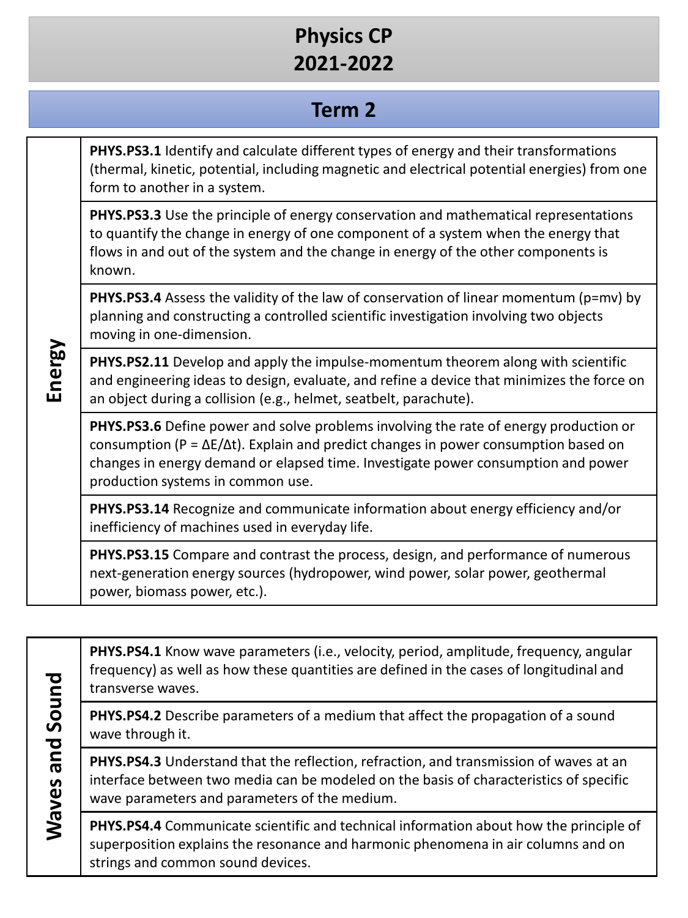# Physics CP
# 2021-2022

## Term 2

| Energy | |
|---|---|
| | **PHYS.PS3.1** Identify and calculate different types of energy and their transformations (thermal, kinetic, potential, including magnetic and electrical potential energies) from one form to another in a system. |
| | **PHYS.PS3.3** Use the principle of energy conservation and mathematical representations to quantify the change in energy of one component of a system when the energy that flows in and out of the system and the change in energy of the other components is known. |
| | **PHYS.PS3.4** Assess the validity of the law of conservation of linear momentum ($p=mv$) by planning and constructing a controlled scientific investigation involving two objects moving in one-dimension. |
| | **PHYS.PS2.11** Develop and apply the impulse-momentum theorem along with scientific and engineering ideas to design, evaluate, and refine a device that minimizes the force on an object during a collision (e.g., helmet, seatbelt, parachute). |
| | **PHYS.PS3.6** Define power and solve problems involving the rate of energy production or consumption ($P = \Delta E/\Delta t$). Explain and predict changes in power consumption based on changes in energy demand or elapsed time. Investigate power consumption and power production systems in common use. |
| | **PHYS.PS3.14** Recognize and communicate information about energy efficiency and/or inefficiency of machines used in everyday life. |
| | **PHYS.PS3.15** Compare and contrast the process, design, and performance of numerous next-generation energy sources (hydropower, wind power, solar power, geothermal power, biomass power, etc.). |

| Waves and Sound | |
|---|---|
| | **PHYS.PS4.1** Know wave parameters (i.e., velocity, period, amplitude, frequency, angular frequency) as well as how these quantities are defined in the cases of longitudinal and transverse waves. |
| | **PHYS.PS4.2** Describe parameters of a medium that affect the propagation of a sound wave through it. |
| | **PHYS.PS4.3** Understand that the reflection, refraction, and transmission of waves at an interface between two media can be modeled on the basis of characteristics of specific wave parameters and parameters of the medium. |
| | **PHYS.PS4.4** Communicate scientific and technical information about how the principle of superposition explains the resonance and harmonic phenomena in air columns and on strings and common sound devices. |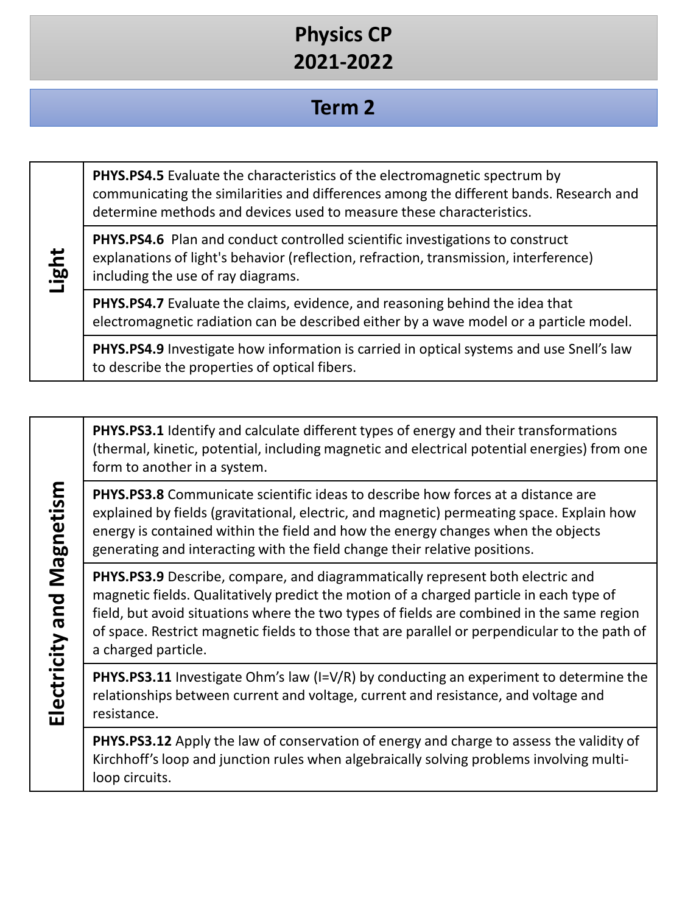# Physics CP
# 2021-2022

## Term 2

| | |
|---|---|
| **Light** | **PHYS.PS4.5** Evaluate the characteristics of the electromagnetic spectrum by communicating the similarities and differences among the different bands. Research and determine methods and devices used to measure these characteristics. |
| | **PHYS.PS4.6** Plan and conduct controlled scientific investigations to construct explanations of light's behavior (reflection, refraction, transmission, interference) including the use of ray diagrams. |
| | **PHYS.PS4.7** Evaluate the claims, evidence, and reasoning behind the idea that electromagnetic radiation can be described either by a wave model or a particle model. |
| | **PHYS.PS4.9** Investigate how information is carried in optical systems and use Snell's law to describe the properties of optical fibers. |

| | |
|---|---|
| **Electricity and Magnetism** | **PHYS.PS3.1** Identify and calculate different types of energy and their transformations (thermal, kinetic, potential, including magnetic and electrical potential energies) from one form to another in a system. |
| | **PHYS.PS3.8** Communicate scientific ideas to describe how forces at a distance are explained by fields (gravitational, electric, and magnetic) permeating space. Explain how energy is contained within the field and how the energy changes when the objects generating and interacting with the field change their relative positions. |
| | **PHYS.PS3.9** Describe, compare, and diagrammatically represent both electric and magnetic fields. Qualitatively predict the motion of a charged particle in each type of field, but avoid situations where the two types of fields are combined in the same region of space. Restrict magnetic fields to those that are parallel or perpendicular to the path of a charged particle. |
| | **PHYS.PS3.11** Investigate Ohm's law ($I=V/R$) by conducting an experiment to determine the relationships between current and voltage, current and resistance, and voltage and resistance. |
| | **PHYS.PS3.12** Apply the law of conservation of energy and charge to assess the validity of Kirchhoff's loop and junction rules when algebraically solving problems involving multi-loop circuits. |